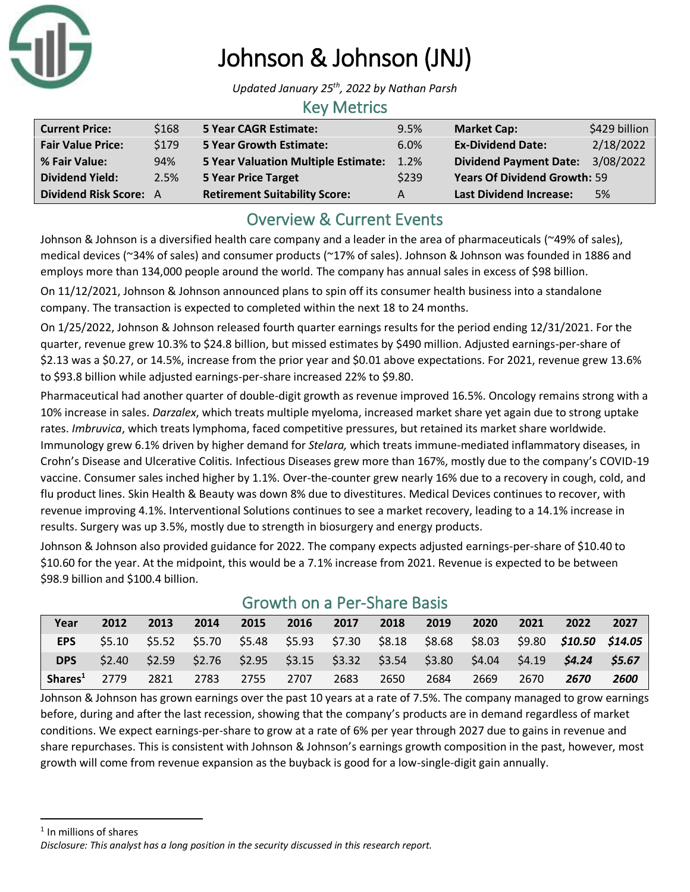# Johnson & Johnson (JNJ)

*Updated January 25th, 2022 by Nathan Parsh*

## Key Metrics

| | | | | | |
|---|---|---|---|---|---|
| **Current Price:** | $168 | **5 Year CAGR Estimate:** | 9.5% | **Market Cap:** | $429 billion |
| **Fair Value Price:** | $179 | **5 Year Growth Estimate:** | 6.0% | **Ex-Dividend Date:** | 2/18/2022 |
| **% Fair Value:** | 94% | **5 Year Valuation Multiple Estimate:** | 1.2% | **Dividend Payment Date:** | 3/08/2022 |
| **Dividend Yield:** | 2.5% | **5 Year Price Target** | $239 | **Years Of Dividend Growth:** | 59 |
| **Dividend Risk Score:** | A | **Retirement Suitability Score:** | A | **Last Dividend Increase:** | 5% |

## Overview & Current Events

Johnson & Johnson is a diversified health care company and a leader in the area of pharmaceuticals (~49% of sales), medical devices (~34% of sales) and consumer products (~17% of sales). Johnson & Johnson was founded in 1886 and employs more than 134,000 people around the world. The company has annual sales in excess of $98 billion.

On 11/12/2021, Johnson & Johnson announced plans to spin off its consumer health business into a standalone company. The transaction is expected to completed within the next 18 to 24 months.

On 1/25/2022, Johnson & Johnson released fourth quarter earnings results for the period ending 12/31/2021. For the quarter, revenue grew 10.3% to $24.8 billion, but missed estimates by $490 million. Adjusted earnings-per-share of $2.13 was a $0.27, or 14.5%, increase from the prior year and $0.01 above expectations. For 2021, revenue grew 13.6% to $93.8 billion while adjusted earnings-per-share increased 22% to $9.80.

Pharmaceutical had another quarter of double-digit growth as revenue improved 16.5%. Oncology remains strong with a 10% increase in sales. *Darzalex*, which treats multiple myeloma, increased market share yet again due to strong uptake rates. *Imbruvica*, which treats lymphoma, faced competitive pressures, but retained its market share worldwide. Immunology grew 6.1% driven by higher demand for *Stelara,* which treats immune-mediated inflammatory diseases, in Crohn's Disease and Ulcerative Colitis. Infectious Diseases grew more than 167%, mostly due to the company's COVID-19 vaccine. Consumer sales inched higher by 1.1%. Over-the-counter grew nearly 16% due to a recovery in cough, cold, and flu product lines. Skin Health & Beauty was down 8% due to divestitures. Medical Devices continues to recover, with revenue improving 4.1%. Interventional Solutions continues to see a market recovery, leading to a 14.1% increase in results. Surgery was up 3.5%, mostly due to strength in biosurgery and energy products.

Johnson & Johnson also provided guidance for 2022. The company expects adjusted earnings-per-share of $10.40 to $10.60 for the year. At the midpoint, this would be a 7.1% increase from 2021. Revenue is expected to be between $98.9 billion and $100.4 billion.

## Growth on a Per-Share Basis

| Year | 2012 | 2013 | 2014 | 2015 | 2016 | 2017 | 2018 | 2019 | 2020 | 2021 | 2022 | 2027 |
|---|---|---|---|---|---|---|---|---|---|---|---|---|
| **EPS** | $5.10 | $5.52 | $5.70 | $5.48 | $5.93 | $7.30 | $8.18 | $8.68 | $8.03 | $9.80 | ***$10.50*** | ***$14.05*** |
| **DPS** | $2.40 | $2.59 | $2.76 | $2.95 | $3.15 | $3.32 | $3.54 | $3.80 | $4.04 | $4.19 | ***$4.24*** | ***$5.67*** |
| **Shares[1]** | 2779 | 2821 | 2783 | 2755 | 2707 | 2683 | 2650 | 2684 | 2669 | 2670 | ***2670*** | ***2600*** |

Johnson & Johnson has grown earnings over the past 10 years at a rate of 7.5%. The company managed to grow earnings before, during and after the last recession, showing that the company's products are in demand regardless of market conditions. We expect earnings-per-share to grow at a rate of 6% per year through 2027 due to gains in revenue and share repurchases. This is consistent with Johnson & Johnson's earnings growth composition in the past, however, most growth will come from revenue expansion as the buyback is good for a low-single-digit gain annually.

[1] In millions of shares

*Disclosure: This analyst has a long position in the security discussed in this research report.*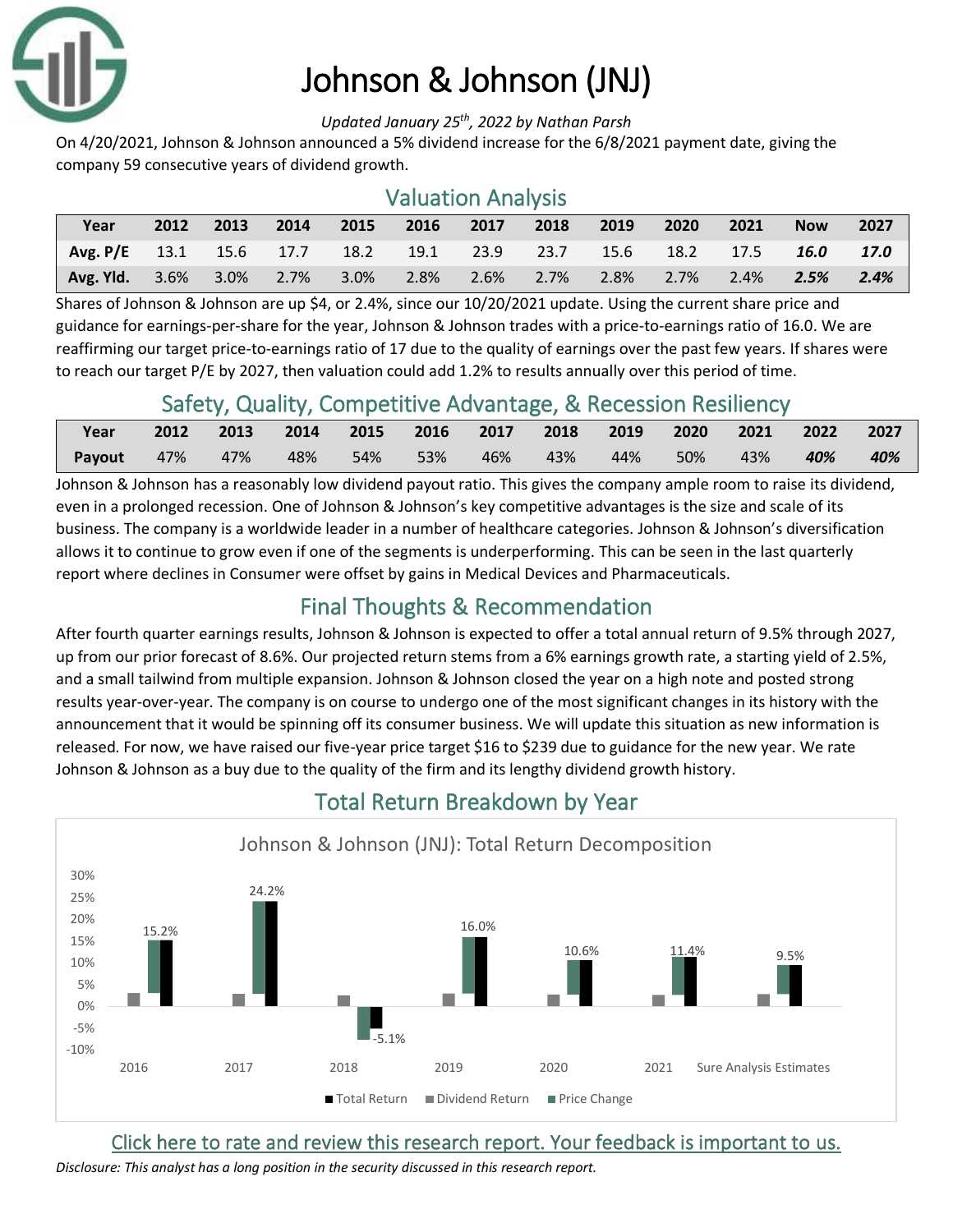# Johnson & Johnson (JNJ)

*Updated January 25th, 2022 by Nathan Parsh*

On 4/20/2021, Johnson & Johnson announced a 5% dividend increase for the 6/8/2021 payment date, giving the company 59 consecutive years of dividend growth.

## Valuation Analysis

| Year | 2012 | 2013 | 2014 | 2015 | 2016 | 2017 | 2018 | 2019 | 2020 | 2021 | Now | 2027 |
|---|---|---|---|---|---|---|---|---|---|---|---|---|
| Avg. P/E | 13.1 | 15.6 | 17.7 | 18.2 | 19.1 | 23.9 | 23.7 | 15.6 | 18.2 | 17.5 | ***16.0*** | ***17.0*** |
| Avg. Yld. | 3.6% | 3.0% | 2.7% | 3.0% | 2.8% | 2.6% | 2.7% | 2.8% | 2.7% | 2.4% | ***2.5%*** | ***2.4%*** |

Shares of Johnson & Johnson are up $4, or 2.4%, since our 10/20/2021 update. Using the current share price and guidance for earnings-per-share for the year, Johnson & Johnson trades with a price-to-earnings ratio of 16.0. We are reaffirming our target price-to-earnings ratio of 17 due to the quality of earnings over the past few years. If shares were to reach our target P/E by 2027, then valuation could add 1.2% to results annually over this period of time.

## Safety, Quality, Competitive Advantage, & Recession Resiliency

| Year | 2012 | 2013 | 2014 | 2015 | 2016 | 2017 | 2018 | 2019 | 2020 | 2021 | 2022 | 2027 |
|---|---|---|---|---|---|---|---|---|---|---|---|---|
| Payout | 47% | 47% | 48% | 54% | 53% | 46% | 43% | 44% | 50% | 43% | ***40%*** | ***40%*** |

Johnson & Johnson has a reasonably low dividend payout ratio. This gives the company ample room to raise its dividend, even in a prolonged recession. One of Johnson & Johnson's key competitive advantages is the size and scale of its business. The company is a worldwide leader in a number of healthcare categories. Johnson & Johnson's diversification allows it to continue to grow even if one of the segments is underperforming. This can be seen in the last quarterly report where declines in Consumer were offset by gains in Medical Devices and Pharmaceuticals.

## Final Thoughts & Recommendation

After fourth quarter earnings results, Johnson & Johnson is expected to offer a total annual return of 9.5% through 2027, up from our prior forecast of 8.6%. Our projected return stems from a 6% earnings growth rate, a starting yield of 2.5%, and a small tailwind from multiple expansion. Johnson & Johnson closed the year on a high note and posted strong results year-over-year. The company is on course to undergo one of the most significant changes in its history with the announcement that it would be spinning off its consumer business. We will update this situation as new information is released. For now, we have raised our five-year price target $16 to $239 due to guidance for the new year. We rate Johnson & Johnson as a buy due to the quality of the firm and its lengthy dividend growth history.

## Total Return Breakdown by Year

Johnson & Johnson (JNJ): Total Return Decomposition

| | 2016 | 2017 | 2018 | 2019 | 2020 | 2021 | Sure Analysis Estimates |
|---|---|---|---|---|---|---|---|
| Total Return | 15.2% | 24.2% | -5.1% | 16.0% | 10.6% | 11.4% | 9.5% |

Click here to rate and review this research report. Your feedback is important to us.

*Disclosure: This analyst has a long position in the security discussed in this research report.*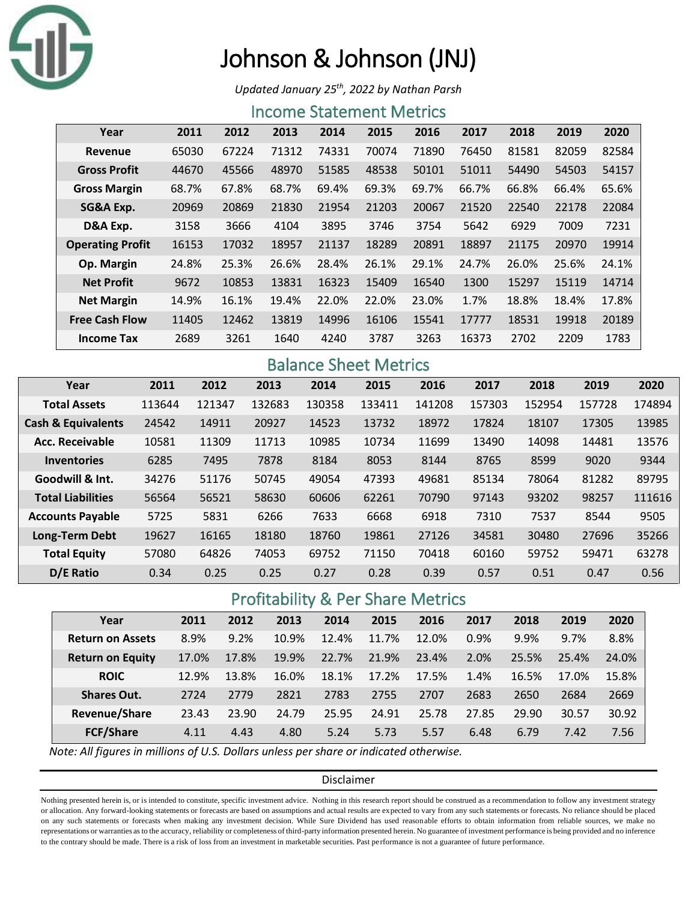# Johnson & Johnson (JNJ)

*Updated January 25th, 2022 by Nathan Parsh*

## Income Statement Metrics

| Year | 2011 | 2012 | 2013 | 2014 | 2015 | 2016 | 2017 | 2018 | 2019 | 2020 |
|---|---|---|---|---|---|---|---|---|---|---|
| **Revenue** | 65030 | 67224 | 71312 | 74331 | 70074 | 71890 | 76450 | 81581 | 82059 | 82584 |
| **Gross Profit** | 44670 | 45566 | 48970 | 51585 | 48538 | 50101 | 51011 | 54490 | 54503 | 54157 |
| **Gross Margin** | 68.7% | 67.8% | 68.7% | 69.4% | 69.3% | 69.7% | 66.7% | 66.8% | 66.4% | 65.6% |
| **SG&A Exp.** | 20969 | 20869 | 21830 | 21954 | 21203 | 20067 | 21520 | 22540 | 22178 | 22084 |
| **D&A Exp.** | 3158 | 3666 | 4104 | 3895 | 3746 | 3754 | 5642 | 6929 | 7009 | 7231 |
| **Operating Profit** | 16153 | 17032 | 18957 | 21137 | 18289 | 20891 | 18897 | 21175 | 20970 | 19914 |
| **Op. Margin** | 24.8% | 25.3% | 26.6% | 28.4% | 26.1% | 29.1% | 24.7% | 26.0% | 25.6% | 24.1% |
| **Net Profit** | 9672 | 10853 | 13831 | 16323 | 15409 | 16540 | 1300 | 15297 | 15119 | 14714 |
| **Net Margin** | 14.9% | 16.1% | 19.4% | 22.0% | 22.0% | 23.0% | 1.7% | 18.8% | 18.4% | 17.8% |
| **Free Cash Flow** | 11405 | 12462 | 13819 | 14996 | 16106 | 15541 | 17777 | 18531 | 19918 | 20189 |
| **Income Tax** | 2689 | 3261 | 1640 | 4240 | 3787 | 3263 | 16373 | 2702 | 2209 | 1783 |

## Balance Sheet Metrics

| Year | 2011 | 2012 | 2013 | 2014 | 2015 | 2016 | 2017 | 2018 | 2019 | 2020 |
|---|---|---|---|---|---|---|---|---|---|---|
| **Total Assets** | 113644 | 121347 | 132683 | 130358 | 133411 | 141208 | 157303 | 152954 | 157728 | 174894 |
| **Cash & Equivalents** | 24542 | 14911 | 20927 | 14523 | 13732 | 18972 | 17824 | 18107 | 17305 | 13985 |
| **Acc. Receivable** | 10581 | 11309 | 11713 | 10985 | 10734 | 11699 | 13490 | 14098 | 14481 | 13576 |
| **Inventories** | 6285 | 7495 | 7878 | 8184 | 8053 | 8144 | 8765 | 8599 | 9020 | 9344 |
| **Goodwill & Int.** | 34276 | 51176 | 50745 | 49054 | 47393 | 49681 | 85134 | 78064 | 81282 | 89795 |
| **Total Liabilities** | 56564 | 56521 | 58630 | 60606 | 62261 | 70790 | 97143 | 93202 | 98257 | 111616 |
| **Accounts Payable** | 5725 | 5831 | 6266 | 7633 | 6668 | 6918 | 7310 | 7537 | 8544 | 9505 |
| **Long-Term Debt** | 19627 | 16165 | 18180 | 18760 | 19861 | 27126 | 34581 | 30480 | 27696 | 35266 |
| **Total Equity** | 57080 | 64826 | 74053 | 69752 | 71150 | 70418 | 60160 | 59752 | 59471 | 63278 |
| **D/E Ratio** | 0.34 | 0.25 | 0.25 | 0.27 | 0.28 | 0.39 | 0.57 | 0.51 | 0.47 | 0.56 |

## Profitability & Per Share Metrics

| Year | 2011 | 2012 | 2013 | 2014 | 2015 | 2016 | 2017 | 2018 | 2019 | 2020 |
|---|---|---|---|---|---|---|---|---|---|---|
| **Return on Assets** | 8.9% | 9.2% | 10.9% | 12.4% | 11.7% | 12.0% | 0.9% | 9.9% | 9.7% | 8.8% |
| **Return on Equity** | 17.0% | 17.8% | 19.9% | 22.7% | 21.9% | 23.4% | 2.0% | 25.5% | 25.4% | 24.0% |
| **ROIC** | 12.9% | 13.8% | 16.0% | 18.1% | 17.2% | 17.5% | 1.4% | 16.5% | 17.0% | 15.8% |
| **Shares Out.** | 2724 | 2779 | 2821 | 2783 | 2755 | 2707 | 2683 | 2650 | 2684 | 2669 |
| **Revenue/Share** | 23.43 | 23.90 | 24.79 | 25.95 | 24.91 | 25.78 | 27.85 | 29.90 | 30.57 | 30.92 |
| **FCF/Share** | 4.11 | 4.43 | 4.80 | 5.24 | 5.73 | 5.57 | 6.48 | 6.79 | 7.42 | 7.56 |

*Note: All figures in millions of U.S. Dollars unless per share or indicated otherwise.*

Disclaimer

Nothing presented herein is, or is intended to constitute, specific investment advice. Nothing in this research report should be construed as a recommendation to follow any investment strategy or allocation. Any forward-looking statements or forecasts are based on assumptions and actual results are expected to vary from any such statements or forecasts. No reliance should be placed on any such statements or forecasts when making any investment decision. While Sure Dividend has used reasonable efforts to obtain information from reliable sources, we make no representations or warranties as to the accuracy, reliability or completeness of third-party information presented herein. No guarantee of investment performance is being provided and no inference to the contrary should be made. There is a risk of loss from an investment in marketable securities. Past performance is not a guarantee of future performance.